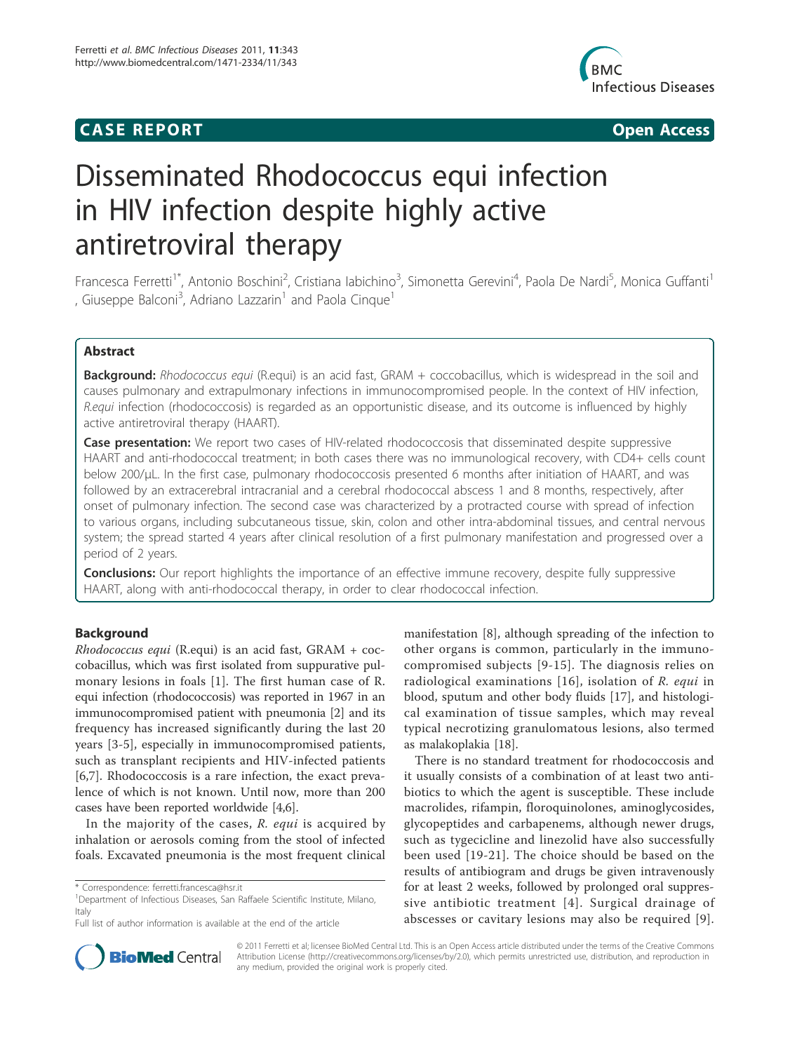**CASE REPORT** **Open Access**

# Disseminated Rhodococcus equi infection in HIV infection despite highly active antiretroviral therapy

Francesca Ferretti[1*], Antonio Boschini[2], Cristiana Iabichino[3], Simonetta Gerevini[4], Paola De Nardi[5], Monica Guffanti[1], Giuseppe Balconi[3], Adriano Lazzarin[1] and Paola Cinque[1]

## Abstract

**Background:** *Rhodococcus equi* (R.equi) is an acid fast, GRAM + coccobacillus, which is widespread in the soil and causes pulmonary and extrapulmonary infections in immunocompromised people. In the context of HIV infection, *R.equi* infection (rhodococcosis) is regarded as an opportunistic disease, and its outcome is influenced by highly active antiretroviral therapy (HAART).

**Case presentation:** We report two cases of HIV-related rhodococcosis that disseminated despite suppressive HAART and anti-rhodococcal treatment; in both cases there was no immunological recovery, with CD4+ cells count below 200/μL. In the first case, pulmonary rhodococcosis presented 6 months after initiation of HAART, and was followed by an extracerebral intracranial and a cerebral rhodococcal abscess 1 and 8 months, respectively, after onset of pulmonary infection. The second case was characterized by a protracted course with spread of infection to various organs, including subcutaneous tissue, skin, colon and other intra-abdominal tissues, and central nervous system; the spread started 4 years after clinical resolution of a first pulmonary manifestation and progressed over a period of 2 years.

**Conclusions:** Our report highlights the importance of an effective immune recovery, despite fully suppressive HAART, along with anti-rhodococcal therapy, in order to clear rhodococcal infection.

## Background

*Rhodococcus equi* (R.equi) is an acid fast, GRAM + coccobacillus, which was first isolated from suppurative pulmonary lesions in foals [1]. The first human case of R. equi infection (rhodococcosis) was reported in 1967 in an immunocompromised patient with pneumonia [2] and its frequency has increased significantly during the last 20 years [3-5], especially in immunocompromised patients, such as transplant recipients and HIV-infected patients [6,7]. Rhodococcosis is a rare infection, the exact prevalence of which is not known. Until now, more than 200 cases have been reported worldwide [4,6].

In the majority of the cases, *R. equi* is acquired by inhalation or aerosols coming from the stool of infected foals. Excavated pneumonia is the most frequent clinical manifestation [8], although spreading of the infection to other organs is common, particularly in the immunocompromised subjects [9-15]. The diagnosis relies on radiological examinations [16], isolation of *R. equi* in blood, sputum and other body fluids [17], and histological examination of tissue samples, which may reveal typical necrotizing granulomatous lesions, also termed as malakoplakia [18].

There is no standard treatment for rhodococcosis and it usually consists of a combination of at least two antibiotics to which the agent is susceptible. These include macrolides, rifampin, floroquinolones, aminoglycosides, glycopeptides and carbapenems, although newer drugs, such as tygecicline and linezolid have also successfully been used [19-21]. The choice should be based on the results of antibiogram and drugs be given intravenously for at least 2 weeks, followed by prolonged oral suppressive antibiotic treatment [4]. Surgical drainage of abscesses or cavitary lesions may also be required [9].

\* Correspondence: ferretti.francesca@hsr.it
[1]Department of Infectious Diseases, San Raffaele Scientific Institute, Milano, Italy
Full list of author information is available at the end of the article

© 2011 Ferretti et al; licensee BioMed Central Ltd. This is an Open Access article distributed under the terms of the Creative Commons Attribution License (http://creativecommons.org/licenses/by/2.0), which permits unrestricted use, distribution, and reproduction in any medium, provided the original work is properly cited.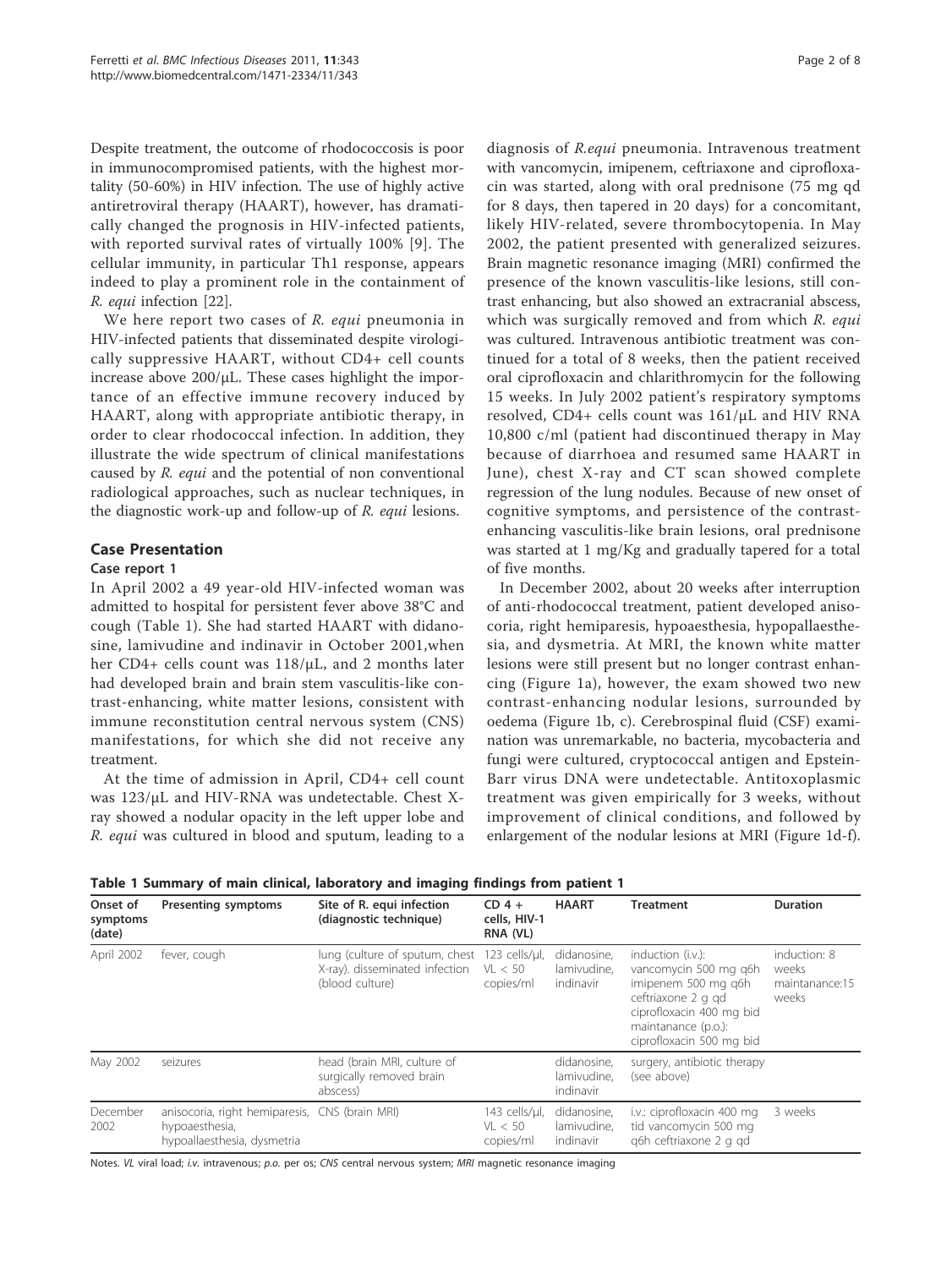Despite treatment, the outcome of rhodococcosis is poor in immunocompromised patients, with the highest mortality (50-60%) in HIV infection. The use of highly active antiretroviral therapy (HAART), however, has dramatically changed the prognosis in HIV-infected patients, with reported survival rates of virtually 100% [9]. The cellular immunity, in particular Th1 response, appears indeed to play a prominent role in the containment of *R. equi* infection [22].

We here report two cases of *R. equi* pneumonia in HIV-infected patients that disseminated despite virologically suppressive HAART, without CD4+ cell counts increase above 200/μL. These cases highlight the importance of an effective immune recovery induced by HAART, along with appropriate antibiotic therapy, in order to clear rhodococcal infection. In addition, they illustrate the wide spectrum of clinical manifestations caused by *R. equi* and the potential of non conventional radiological approaches, such as nuclear techniques, in the diagnostic work-up and follow-up of *R. equi* lesions.

## Case Presentation

### Case report 1

In April 2002 a 49 year-old HIV-infected woman was admitted to hospital for persistent fever above 38°C and cough (Table 1). She had started HAART with didanosine, lamivudine and indinavir in October 2001,when her CD4+ cells count was 118/μL, and 2 months later had developed brain and brain stem vasculitis-like contrast-enhancing, white matter lesions, consistent with immune reconstitution central nervous system (CNS) manifestations, for which she did not receive any treatment.

At the time of admission in April, CD4+ cell count was 123/μL and HIV-RNA was undetectable. Chest X-ray showed a nodular opacity in the left upper lobe and *R. equi* was cultured in blood and sputum, leading to a diagnosis of *R.equi* pneumonia. Intravenous treatment with vancomycin, imipenem, ceftriaxone and ciprofloxacin was started, along with oral prednisone (75 mg qd for 8 days, then tapered in 20 days) for a concomitant, likely HIV-related, severe thrombocytopenia. In May 2002, the patient presented with generalized seizures. Brain magnetic resonance imaging (MRI) confirmed the presence of the known vasculitis-like lesions, still contrast enhancing, but also showed an extracranial abscess, which was surgically removed and from which *R. equi* was cultured. Intravenous antibiotic treatment was continued for a total of 8 weeks, then the patient received oral ciprofloxacin and chlarithromycin for the following 15 weeks. In July 2002 patient's respiratory symptoms resolved, CD4+ cells count was 161/μL and HIV RNA 10,800 c/ml (patient had discontinued therapy in May because of diarrhoea and resumed same HAART in June), chest X-ray and CT scan showed complete regression of the lung nodules. Because of new onset of cognitive symptoms, and persistence of the contrast-enhancing vasculitis-like brain lesions, oral prednisone was started at 1 mg/Kg and gradually tapered for a total of five months.

In December 2002, about 20 weeks after interruption of anti-rhodococcal treatment, patient developed anisocoria, right hemiparesis, hypoaesthesia, hypopallaesthesia, and dysmetria. At MRI, the known white matter lesions were still present but no longer contrast enhancing (Figure 1a), however, the exam showed two new contrast-enhancing nodular lesions, surrounded by oedema (Figure 1b, c). Cerebrospinal fluid (CSF) examination was unremarkable, no bacteria, mycobacteria and fungi were cultured, cryptococcal antigen and Epstein-Barr virus DNA were undetectable. Antitoxoplasmic treatment was given empirically for 3 weeks, without improvement of clinical conditions, and followed by enlargement of the nodular lesions at MRI (Figure 1d-f).

**Table 1 Summary of main clinical, laboratory and imaging findings from patient 1**

| Onset of symptoms (date) | Presenting symptoms | Site of R. equi infection (diagnostic technique) | CD 4 + cells, HIV-1 RNA (VL) | HAART | Treatment | Duration |
|---|---|---|---|---|---|---|
| April 2002 | fever, cough | lung (culture of sputum, chest X-ray). disseminated infection (blood culture) | 123 cells/μl, VL < 50 copies/ml | didanosine, lamivudine, indinavir | induction (i.v.): vancomycin 500 mg q6h imipenem 500 mg q6h ceftriaxone 2 g qd ciprofloxacin 400 mg bid maintanance (p.o.): ciprofloxacin 500 mg bid | induction: 8 weeks maintanance:15 weeks |
| May 2002 | seizures | head (brain MRI, culture of surgically removed brain abscess) | | didanosine, lamivudine, indinavir | surgery, antibiotic therapy (see above) | |
| December 2002 | anisocoria, right hemiparesis, hypoaesthesia, hypoallaesthesia, dysmetria | CNS (brain MRI) | 143 cells/μl, VL < 50 copies/ml | didanosine, lamivudine, indinavir | i.v.: ciprofloxacin 400 mg tid vancomycin 500 mg q6h ceftriaxone 2 g qd | 3 weeks |

Notes. *VL* viral load; *i.v.* intravenous; *p.o.* per os; *CNS* central nervous system; *MRI* magnetic resonance imaging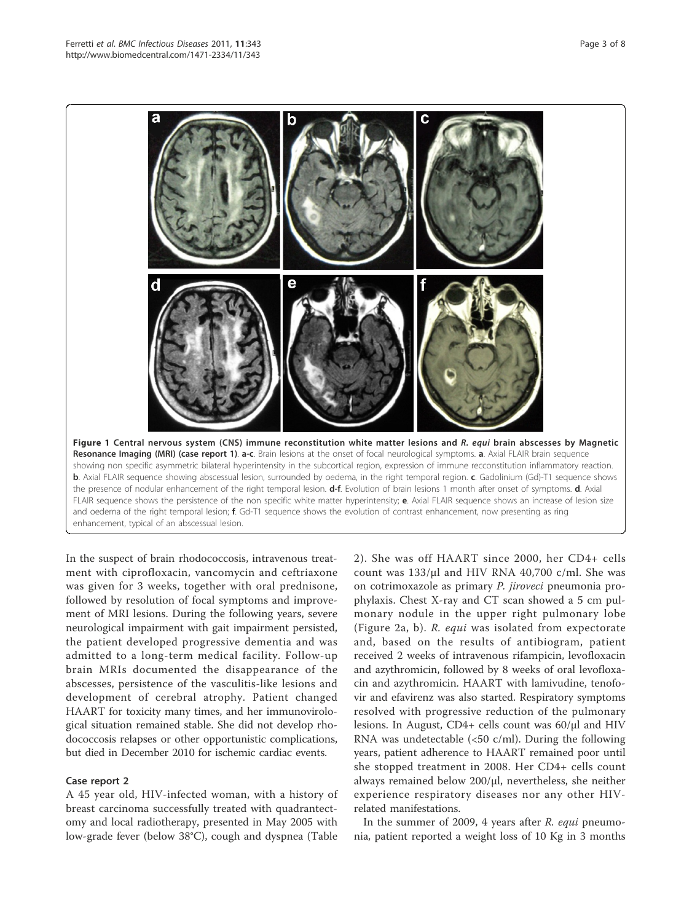**Figure 1 Central nervous system (CNS) immune reconstitution white matter lesions and *R. equi* brain abscesses by Magnetic Resonance Imaging (MRI) (case report 1)**. **a-c**. Brain lesions at the onset of focal neurological symptoms. **a**. Axial FLAIR brain sequence showing non specific asymmetric bilateral hyperintensity in the subcortical region, expression of immune recconstitution inflammatory reaction. **b**. Axial FLAIR sequence showing abscessual lesion, surrounded by oedema, in the right temporal region. **c**. Gadolinium (Gd)-T1 sequence shows the presence of nodular enhancement of the right temporal lesion. **d-f**. Evolution of brain lesions 1 month after onset of symptoms. **d**. Axial FLAIR sequence shows the persistence of the non specific white matter hyperintensity; **e**. Axial FLAIR sequence shows an increase of lesion size and oedema of the right temporal lesion; **f**. Gd-T1 sequence shows the evolution of contrast enhancement, now presenting as ring enhancement, typical of an abscessual lesion.

In the suspect of brain rhodococcosis, intravenous treatment with ciprofloxacin, vancomycin and ceftriaxone was given for 3 weeks, together with oral prednisone, followed by resolution of focal symptoms and improvement of MRI lesions. During the following years, severe neurological impairment with gait impairment persisted, the patient developed progressive dementia and was admitted to a long-term medical facility. Follow-up brain MRIs documented the disappearance of the abscesses, persistence of the vasculitis-like lesions and development of cerebral atrophy. Patient changed HAART for toxicity many times, and her immunovirological situation remained stable. She did not develop rhodococcosis relapses or other opportunistic complications, but died in December 2010 for ischemic cardiac events.

### Case report 2

A 45 year old, HIV-infected woman, with a history of breast carcinoma successfully treated with quadrantectomy and local radiotherapy, presented in May 2005 with low-grade fever (below 38°C), cough and dyspnea (Table 2). She was off HAART since 2000, her CD4+ cells count was 133/μl and HIV RNA 40,700 c/ml. She was on cotrimoxazole as primary *P. jiroveci* pneumonia prophylaxis. Chest X-ray and CT scan showed a 5 cm pulmonary nodule in the upper right pulmonary lobe (Figure 2a, b). *R. equi* was isolated from expectorate and, based on the results of antibiogram, patient received 2 weeks of intravenous rifampicin, levofloxacin and azythromicin, followed by 8 weeks of oral levofloxacin and azythromicin. HAART with lamivudine, tenofovir and efavirenz was also started. Respiratory symptoms resolved with progressive reduction of the pulmonary lesions. In August, CD4+ cells count was 60/μl and HIV RNA was undetectable (<50 c/ml). During the following years, patient adherence to HAART remained poor until she stopped treatment in 2008. Her CD4+ cells count always remained below 200/μl, nevertheless, she neither experience respiratory diseases nor any other HIV-related manifestations.

In the summer of 2009, 4 years after *R. equi* pneumonia, patient reported a weight loss of 10 Kg in 3 months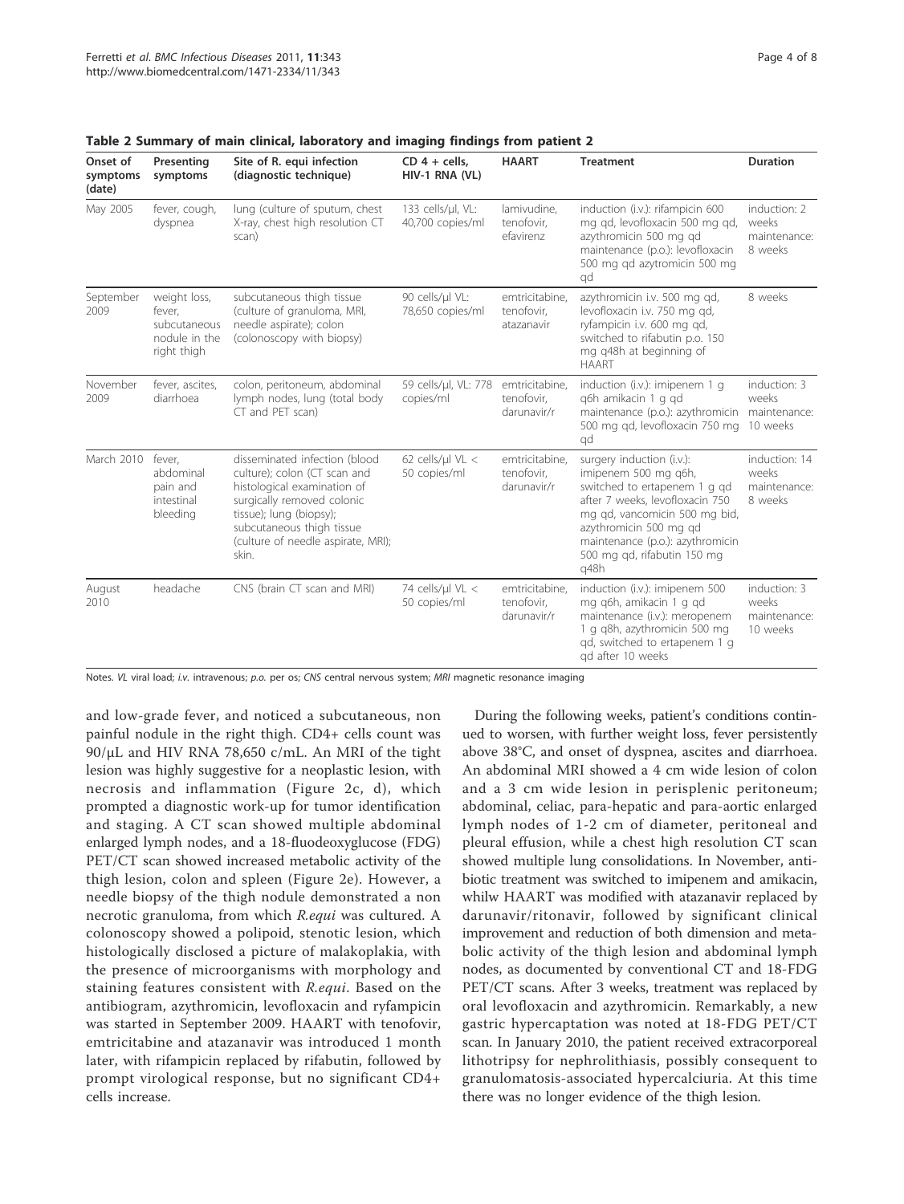**Table 2 Summary of main clinical, laboratory and imaging findings from patient 2**

| Onset of symptoms (date) | Presenting symptoms | Site of R. equi infection (diagnostic technique) | CD 4 + cells, HIV-1 RNA (VL) | HAART | Treatment | Duration |
|---|---|---|---|---|---|---|
| May 2005 | fever, cough, dyspnea | lung (culture of sputum, chest X-ray, chest high resolution CT scan) | 133 cells/μl, VL: 40,700 copies/ml | lamivudine, tenofovir, efavirenz | induction (i.v.): rifampicin 600 mg qd, levofloxacin 500 mg qd, azythromicin 500 mg qd maintenance (p.o.): levofloxacin 500 mg qd azytromicin 500 mg qd | induction: 2 weeks maintenance: 8 weeks |
| September 2009 | weight loss, fever, subcutaneous nodule in the right thigh | subcutaneous thigh tissue (culture of granuloma, MRI, needle aspirate); colon (colonoscopy with biopsy) | 90 cells/μl VL: 78,650 copies/ml | emtricitabine, tenofovir, atazanavir | azythromicin i.v. 500 mg qd, levofloxacin i.v. 750 mg qd, ryfampicin i.v. 600 mg qd, switched to rifabutin p.o. 150 mg q48h at beginning of HAART | 8 weeks |
| November 2009 | fever, ascites, diarrhoea | colon, peritoneum, abdominal lymph nodes, lung (total body CT and PET scan) | 59 cells/μl, VL: 778 copies/ml | emtricitabine, tenofovir, darunavir/r | induction (i.v.): imipenem 1 g q6h amikacin 1 g qd maintenance (p.o.): azythromicin 500 mg qd, levofloxacin 750 mg qd | induction: 3 weeks maintenance: 10 weeks |
| March 2010 | fever, abdominal pain and intestinal bleeding | disseminated infection (blood culture); colon (CT scan and histological examination of surgically removed colonic tissue); lung (biopsy); subcutaneous thigh tissue (culture of needle aspirate, MRI); skin. | 62 cells/μl VL < 50 copies/ml | emtricitabine, tenofovir, darunavir/r | surgery induction (i.v.): imipenem 500 mg q6h, switched to ertapenem 1 g qd after 7 weeks, levofloxacin 750 mg qd, vancomicin 500 mg bid, azythromicin 500 mg qd maintenance (p.o.): azythromicin 500 mg qd, rifabutin 150 mg q48h | induction: 14 weeks maintenance: 8 weeks |
| August 2010 | headache | CNS (brain CT scan and MRI) | 74 cells/μl VL < 50 copies/ml | emtricitabine, tenofovir, darunavir/r | induction (i.v.): imipenem 500 mg q6h, amikacin 1 g qd maintenance (i.v.): meropenem 1 g q8h, azythromicin 500 mg qd, switched to ertapenem 1 g qd after 10 weeks | induction: 3 weeks maintenance: 10 weeks |

Notes. *VL* viral load; *i.v.* intravenous; *p.o.* per os; *CNS* central nervous system; *MRI* magnetic resonance imaging

and low-grade fever, and noticed a subcutaneous, non painful nodule in the right thigh. CD4+ cells count was 90/μL and HIV RNA 78,650 c/mL. An MRI of the tight lesion was highly suggestive for a neoplastic lesion, with necrosis and inflammation (Figure 2c, d), which prompted a diagnostic work-up for tumor identification and staging. A CT scan showed multiple abdominal enlarged lymph nodes, and a 18-fluodeoxyglucose (FDG) PET/CT scan showed increased metabolic activity of the thigh lesion, colon and spleen (Figure 2e). However, a needle biopsy of the thigh nodule demonstrated a non necrotic granuloma, from which *R.equi* was cultured. A colonoscopy showed a polipoid, stenotic lesion, which histologically disclosed a picture of malakoplakia, with the presence of microorganisms with morphology and staining features consistent with *R.equi*. Based on the antibiogram, azythromicin, levofloxacin and ryfampicin was started in September 2009. HAART with tenofovir, emtricitabine and atazanavir was introduced 1 month later, with rifampicin replaced by rifabutin, followed by prompt virological response, but no significant CD4+ cells increase.

During the following weeks, patient's conditions continued to worsen, with further weight loss, fever persistently above 38°C, and onset of dyspnea, ascites and diarrhoea. An abdominal MRI showed a 4 cm wide lesion of colon and a 3 cm wide lesion in perisplenic peritoneum; abdominal, celiac, para-hepatic and para-aortic enlarged lymph nodes of 1-2 cm of diameter, peritoneal and pleural effusion, while a chest high resolution CT scan showed multiple lung consolidations. In November, antibiotic treatment was switched to imipenem and amikacin, whilw HAART was modified with atazanavir replaced by darunavir/ritonavir, followed by significant clinical improvement and reduction of both dimension and metabolic activity of the thigh lesion and abdominal lymph nodes, as documented by conventional CT and 18-FDG PET/CT scans. After 3 weeks, treatment was replaced by oral levofloxacin and azythromicin. Remarkably, a new gastric hypercaptation was noted at 18-FDG PET/CT scan. In January 2010, the patient received extracorporeal lithotripsy for nephrolithiasis, possibly consequent to granulomatosis-associated hypercalciuria. At this time there was no longer evidence of the thigh lesion.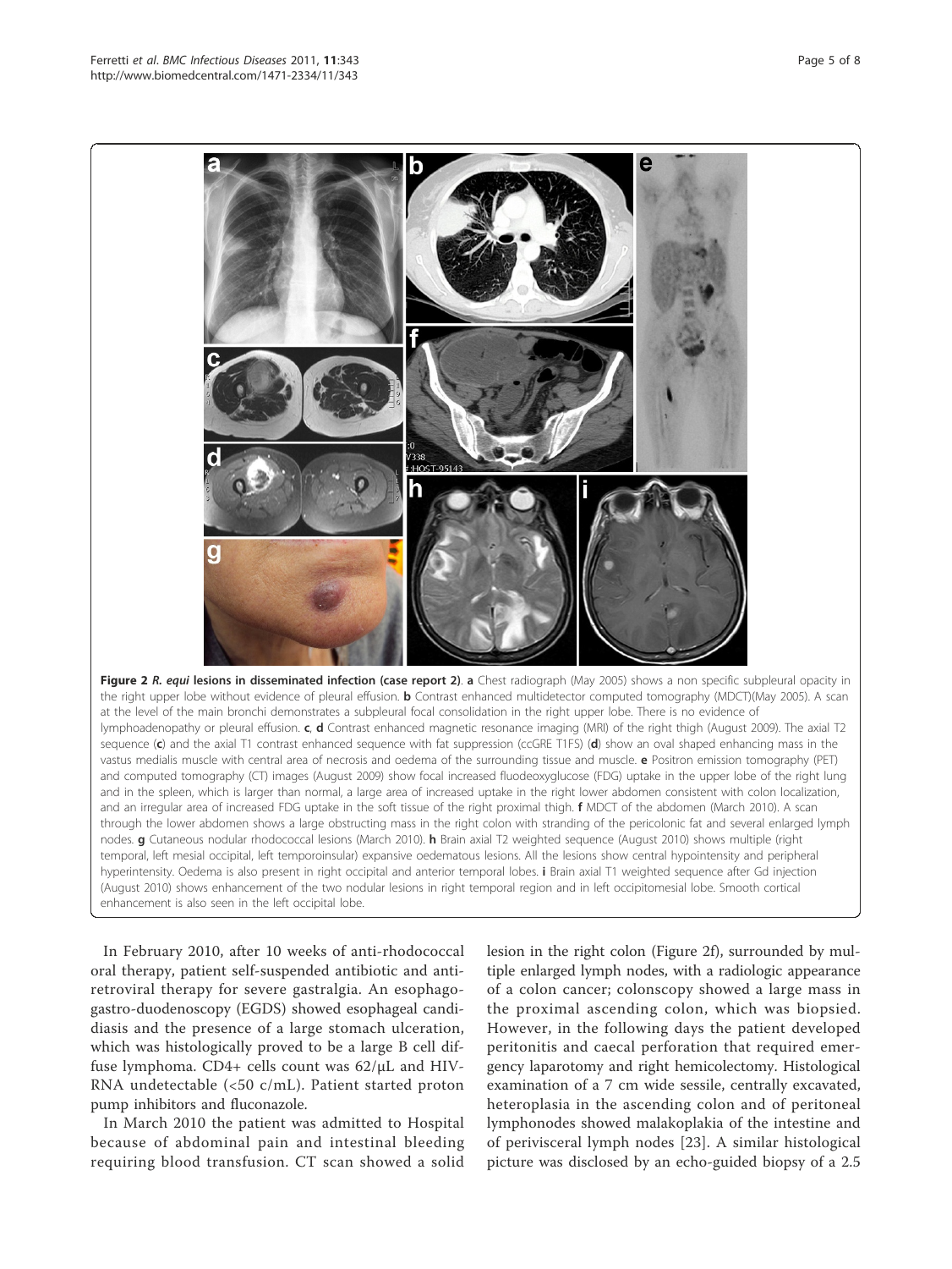**Figure 2** *R. equi* **lesions in disseminated infection (case report 2)**. **a** Chest radiograph (May 2005) shows a non specific subpleural opacity in the right upper lobe without evidence of pleural effusion. **b** Contrast enhanced multidetector computed tomography (MDCT)(May 2005). A scan at the level of the main bronchi demonstrates a subpleural focal consolidation in the right upper lobe. There is no evidence of lymphoadenopathy or pleural effusion. **c**, **d** Contrast enhanced magnetic resonance imaging (MRI) of the right thigh (August 2009). The axial T2 sequence (**c**) and the axial T1 contrast enhanced sequence with fat suppression (ccGRE T1FS) (**d**) show an oval shaped enhancing mass in the vastus medialis muscle with central area of necrosis and oedema of the surrounding tissue and muscle. **e** Positron emission tomography (PET) and computed tomography (CT) images (August 2009) show focal increased fluodeoxyglucose (FDG) uptake in the upper lobe of the right lung and in the spleen, which is larger than normal, a large area of increased uptake in the right lower abdomen consistent with colon localization, and an irregular area of increased FDG uptake in the soft tissue of the right proximal thigh. **f** MDCT of the abdomen (March 2010). A scan through the lower abdomen shows a large obstructing mass in the right colon with stranding of the pericolonic fat and several enlarged lymph nodes. **g** Cutaneous nodular rhodococcal lesions (March 2010). **h** Brain axial T2 weighted sequence (August 2010) shows multiple (right temporal, left mesial occipital, left temporoinsular) expansive oedematous lesions. All the lesions show central hypointensity and peripheral hyperintensity. Oedema is also present in right occipital and anterior temporal lobes. **i** Brain axial T1 weighted sequence after Gd injection (August 2010) shows enhancement of the two nodular lesions in right temporal region and in left occipitomesial lobe. Smooth cortical enhancement is also seen in the left occipital lobe.

In February 2010, after 10 weeks of anti-rhodococcal oral therapy, patient self-suspended antibiotic and antiretroviral therapy for severe gastralgia. An esophagogastro-duodenoscopy (EGDS) showed esophageal candidiasis and the presence of a large stomach ulceration, which was histologically proved to be a large B cell diffuse lymphoma. CD4+ cells count was 62/μL and HIV-RNA undetectable (<50 c/mL). Patient started proton pump inhibitors and fluconazole.

In March 2010 the patient was admitted to Hospital because of abdominal pain and intestinal bleeding requiring blood transfusion. CT scan showed a solid lesion in the right colon (Figure 2f), surrounded by multiple enlarged lymph nodes, with a radiologic appearance of a colon cancer; colonscopy showed a large mass in the proximal ascending colon, which was biopsied. However, in the following days the patient developed peritonitis and caecal perforation that required emergency laparotomy and right hemicolectomy. Histological examination of a 7 cm wide sessile, centrally excavated, heteroplasia in the ascending colon and of peritoneal lymphonodes showed malakoplakia of the intestine and of perivisceral lymph nodes [23]. A similar histological picture was disclosed by an echo-guided biopsy of a 2.5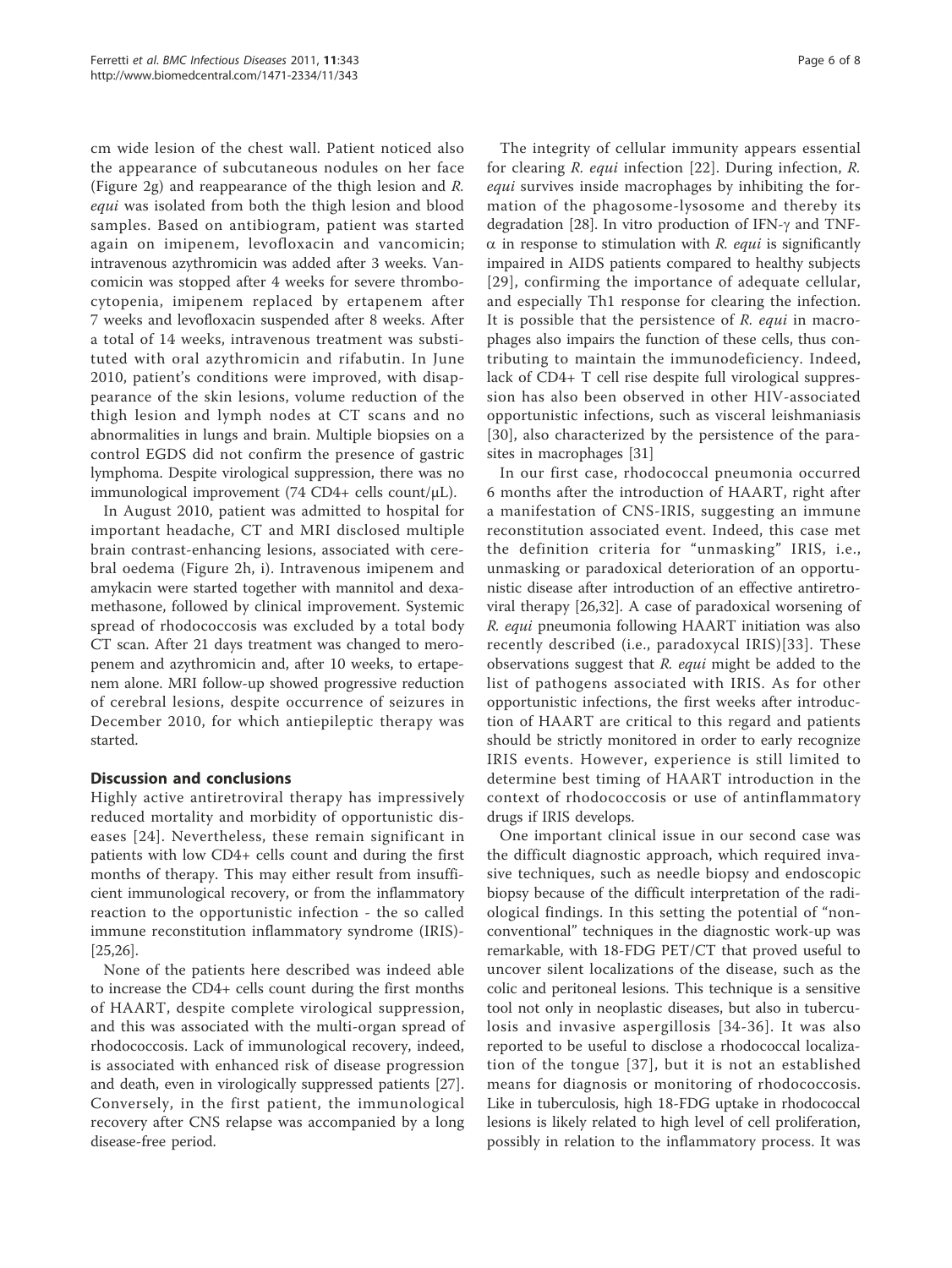cm wide lesion of the chest wall. Patient noticed also the appearance of subcutaneous nodules on her face (Figure 2g) and reappearance of the thigh lesion and *R. equi* was isolated from both the thigh lesion and blood samples. Based on antibiogram, patient was started again on imipenem, levofloxacin and vancomicin; intravenous azythromicin was added after 3 weeks. Vancomicin was stopped after 4 weeks for severe thrombocytopenia, imipenem replaced by ertapenem after 7 weeks and levofloxacin suspended after 8 weeks. After a total of 14 weeks, intravenous treatment was substituted with oral azythromicin and rifabutin. In June 2010, patient's conditions were improved, with disappearance of the skin lesions, volume reduction of the thigh lesion and lymph nodes at CT scans and no abnormalities in lungs and brain. Multiple biopsies on a control EGDS did not confirm the presence of gastric lymphoma. Despite virological suppression, there was no immunological improvement (74 CD4+ cells count/μL).

In August 2010, patient was admitted to hospital for important headache, CT and MRI disclosed multiple brain contrast-enhancing lesions, associated with cerebral oedema (Figure 2h, i). Intravenous imipenem and amykacin were started together with mannitol and dexamethasone, followed by clinical improvement. Systemic spread of rhodococcosis was excluded by a total body CT scan. After 21 days treatment was changed to meropenem and azythromicin and, after 10 weeks, to ertapenem alone. MRI follow-up showed progressive reduction of cerebral lesions, despite occurrence of seizures in December 2010, for which antiepileptic therapy was started.

## Discussion and conclusions

Highly active antiretroviral therapy has impressively reduced mortality and morbidity of opportunistic diseases [24]. Nevertheless, these remain significant in patients with low CD4+ cells count and during the first months of therapy. This may either result from insufficient immunological recovery, or from the inflammatory reaction to the opportunistic infection - the so called immune reconstitution inflammatory syndrome (IRIS)- [25,26].

None of the patients here described was indeed able to increase the CD4+ cells count during the first months of HAART, despite complete virological suppression, and this was associated with the multi-organ spread of rhodococcosis. Lack of immunological recovery, indeed, is associated with enhanced risk of disease progression and death, even in virologically suppressed patients [27]. Conversely, in the first patient, the immunological recovery after CNS relapse was accompanied by a long disease-free period.

The integrity of cellular immunity appears essential for clearing *R. equi* infection [22]. During infection, *R. equi* survives inside macrophages by inhibiting the formation of the phagosome-lysosome and thereby its degradation [28]. In vitro production of IFN-$\gamma$ and TNF-$\alpha$ in response to stimulation with *R. equi* is significantly impaired in AIDS patients compared to healthy subjects [29], confirming the importance of adequate cellular, and especially Th1 response for clearing the infection. It is possible that the persistence of *R. equi* in macrophages also impairs the function of these cells, thus contributing to maintain the immunodeficiency. Indeed, lack of CD4+ T cell rise despite full virological suppression has also been observed in other HIV-associated opportunistic infections, such as visceral leishmaniasis [30], also characterized by the persistence of the parasites in macrophages [31]

In our first case, rhodococcal pneumonia occurred 6 months after the introduction of HAART, right after a manifestation of CNS-IRIS, suggesting an immune reconstitution associated event. Indeed, this case met the definition criteria for "unmasking" IRIS, i.e., unmasking or paradoxical deterioration of an opportunistic disease after introduction of an effective antiretroviral therapy [26,32]. A case of paradoxical worsening of *R. equi* pneumonia following HAART initiation was also recently described (i.e., paradoxycal IRIS)[33]. These observations suggest that *R. equi* might be added to the list of pathogens associated with IRIS. As for other opportunistic infections, the first weeks after introduction of HAART are critical to this regard and patients should be strictly monitored in order to early recognize IRIS events. However, experience is still limited to determine best timing of HAART introduction in the context of rhodococcosis or use of antinflammatory drugs if IRIS develops.

One important clinical issue in our second case was the difficult diagnostic approach, which required invasive techniques, such as needle biopsy and endoscopic biopsy because of the difficult interpretation of the radiological findings. In this setting the potential of "non-conventional" techniques in the diagnostic work-up was remarkable, with 18-FDG PET/CT that proved useful to uncover silent localizations of the disease, such as the colic and peritoneal lesions. This technique is a sensitive tool not only in neoplastic diseases, but also in tuberculosis and invasive aspergillosis [34-36]. It was also reported to be useful to disclose a rhodococcal localization of the tongue [37], but it is not an established means for diagnosis or monitoring of rhodococcosis. Like in tuberculosis, high 18-FDG uptake in rhodococcal lesions is likely related to high level of cell proliferation, possibly in relation to the inflammatory process. It was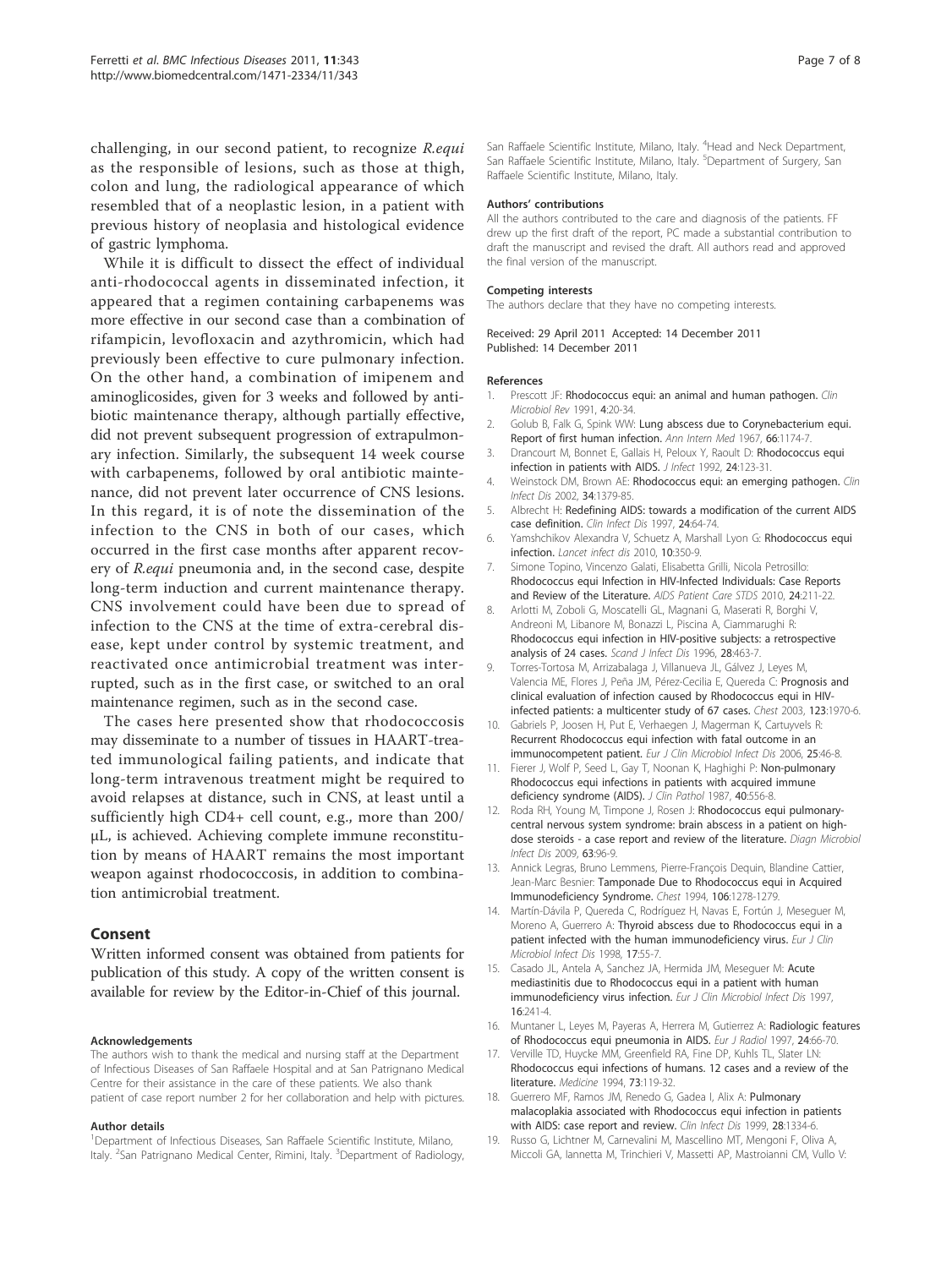challenging, in our second patient, to recognize *R.equi* as the responsible of lesions, such as those at thigh, colon and lung, the radiological appearance of which resembled that of a neoplastic lesion, in a patient with previous history of neoplasia and histological evidence of gastric lymphoma.

While it is difficult to dissect the effect of individual anti-rhodococcal agents in disseminated infection, it appeared that a regimen containing carbapenems was more effective in our second case than a combination of rifampicin, levofloxacin and azythromicin, which had previously been effective to cure pulmonary infection. On the other hand, a combination of imipenem and aminoglicosides, given for 3 weeks and followed by antibiotic maintenance therapy, although partially effective, did not prevent subsequent progression of extrapulmonary infection. Similarly, the subsequent 14 week course with carbapenems, followed by oral antibiotic maintenance, did not prevent later occurrence of CNS lesions. In this regard, it is of note the dissemination of the infection to the CNS in both of our cases, which occurred in the first case months after apparent recovery of *R.equi* pneumonia and, in the second case, despite long-term induction and current maintenance therapy. CNS involvement could have been due to spread of infection to the CNS at the time of extra-cerebral disease, kept under control by systemic treatment, and reactivated once antimicrobial treatment was interrupted, such as in the first case, or switched to an oral maintenance regimen, such as in the second case.

The cases here presented show that rhodococcosis may disseminate to a number of tissues in HAART-treated immunological failing patients, and indicate that long-term intravenous treatment might be required to avoid relapses at distance, such in CNS, at least until a sufficiently high CD4+ cell count, e.g., more than 200/μL, is achieved. Achieving complete immune reconstitution by means of HAART remains the most important weapon against rhodococcosis, in addition to combination antimicrobial treatment.

## Consent

Written informed consent was obtained from patients for publication of this study. A copy of the written consent is available for review by the Editor-in-Chief of this journal.

#### Acknowledgements

The authors wish to thank the medical and nursing staff at the Department of Infectious Diseases of San Raffaele Hospital and at San Patrignano Medical Centre for their assistance in the care of these patients. We also thank patient of case report number 2 for her collaboration and help with pictures.

#### Author details

[1]Department of Infectious Diseases, San Raffaele Scientific Institute, Milano, Italy. [2]San Patrignano Medical Center, Rimini, Italy. [3]Department of Radiology, San Raffaele Scientific Institute, Milano, Italy. [4]Head and Neck Department, San Raffaele Scientific Institute, Milano, Italy. [5]Department of Surgery, San Raffaele Scientific Institute, Milano, Italy.

#### Authors' contributions

All the authors contributed to the care and diagnosis of the patients. FF drew up the first draft of the report, PC made a substantial contribution to draft the manuscript and revised the draft. All authors read and approved the final version of the manuscript.

#### Competing interests

The authors declare that they have no competing interests.

Received: 29 April 2011 Accepted: 14 December 2011
Published: 14 December 2011

#### References

1. Prescott JF: **Rhodococcus equi: an animal and human pathogen.** *Clin Microbiol Rev* 1991, **4**:20-34.
2. Golub B, Falk G, Spink WW: **Lung abscess due to Corynebacterium equi. Report of first human infection.** *Ann Intern Med* 1967, **66**:1174-7.
3. Drancourt M, Bonnet E, Gallais H, Peloux Y, Raoult D: **Rhodococcus equi infection in patients with AIDS.** *J Infect* 1992, **24**:123-31.
4. Weinstock DM, Brown AE: **Rhodococcus equi: an emerging pathogen.** *Clin Infect Dis* 2002, **34**:1379-85.
5. Albrecht H: **Redefining AIDS: towards a modification of the current AIDS case definition.** *Clin Infect Dis* 1997, **24**:64-74.
6. Yamshchikov Alexandra V, Schuetz A, Marshall Lyon G: **Rhodococcus equi infection.** *Lancet infect dis* 2010, **10**:350-9.
7. Simone Topino, Vincenzo Galati, Elisabetta Grilli, Nicola Petrosillo: **Rhodococcus equi Infection in HIV-Infected Individuals: Case Reports and Review of the Literature.** *AIDS Patient Care STDS* 2010, **24**:211-22.
8. Arlotti M, Zoboli G, Moscatelli GL, Magnani G, Maserati R, Borghi V, Andreoni M, Libanore M, Bonazzi L, Piscina A, Ciammarughi R: **Rhodococcus equi infection in HIV-positive subjects: a retrospective analysis of 24 cases.** *Scand J Infect Dis* 1996, **28**:463-7.
9. Torres-Tortosa M, Arrizabalaga J, Villanueva JL, Gálvez J, Leyes M, Valencia ME, Flores J, Peña JM, Pérez-Cecilia E, Quereda C: **Prognosis and clinical evaluation of infection caused by Rhodococcus equi in HIV-infected patients: a multicenter study of 67 cases.** *Chest* 2003, **123**:1970-6.
10. Gabriels P, Joosen H, Put E, Verhaegen J, Magerman K, Cartuyvels R: **Recurrent Rhodococcus equi infection with fatal outcome in an immunocompetent patient.** *Eur J Clin Microbiol Infect Dis* 2006, **25**:46-8.
11. Fierer J, Wolf P, Seed L, Gay T, Noonan K, Haghighi P: **Non-pulmonary Rhodococcus equi infections in patients with acquired immune deficiency syndrome (AIDS).** *J Clin Pathol* 1987, **40**:556-8.
12. Roda RH, Young M, Timpone J, Rosen J: **Rhodococcus equi pulmonary-central nervous system syndrome: brain abscess in a patient on high-dose steroids - a case report and review of the literature.** *Diagn Microbiol Infect Dis* 2009, **63**:96-9.
13. Annick Legras, Bruno Lemmens, Pierre-François Dequin, Blandine Cattier, Jean-Marc Besnier: **Tamponade Due to Rhodococcus equi in Acquired Immunodeficiency Syndrome.** *Chest* 1994, **106**:1278-1279.
14. Martín-Dávila P, Quereda C, Rodríguez H, Navas E, Fortún J, Meseguer M, Moreno A, Guerrero A: **Thyroid abscess due to Rhodococcus equi in a patient infected with the human immunodeficiency virus.** *Eur J Clin Microbiol Infect Dis* 1998, **17**:55-7.
15. Casado JL, Antela A, Sanchez JA, Hermida JM, Meseguer M: **Acute mediastinitis due to Rhodococcus equi in a patient with human immunodeficiency virus infection.** *Eur J Clin Microbiol Infect Dis* 1997, **16**:241-4.
16. Muntaner L, Leyes M, Payeras A, Herrera M, Gutierrez A: **Radiologic features of Rhodococcus equi pneumonia in AIDS.** *Eur J Radiol* 1997, **24**:66-70.
17. Verville TD, Huycke MM, Greenfield RA, Fine DP, Kuhls TL, Slater LN: **Rhodococcus equi infections of humans. 12 cases and a review of the literature.** *Medicine* 1994, **73**:119-32.
18. Guerrero MF, Ramos JM, Renedo G, Gadea I, Alix A: **Pulmonary malacoplakia associated with Rhodococcus equi infection in patients with AIDS: case report and review.** *Clin Infect Dis* 1999, **28**:1334-6.
19. Russo G, Lichtner M, Carnevalini M, Mascellino MT, Mengoni F, Oliva A, Miccoli GA, Iannetta M, Trinchieri V, Massetti AP, Mastroianni CM, Vullo V: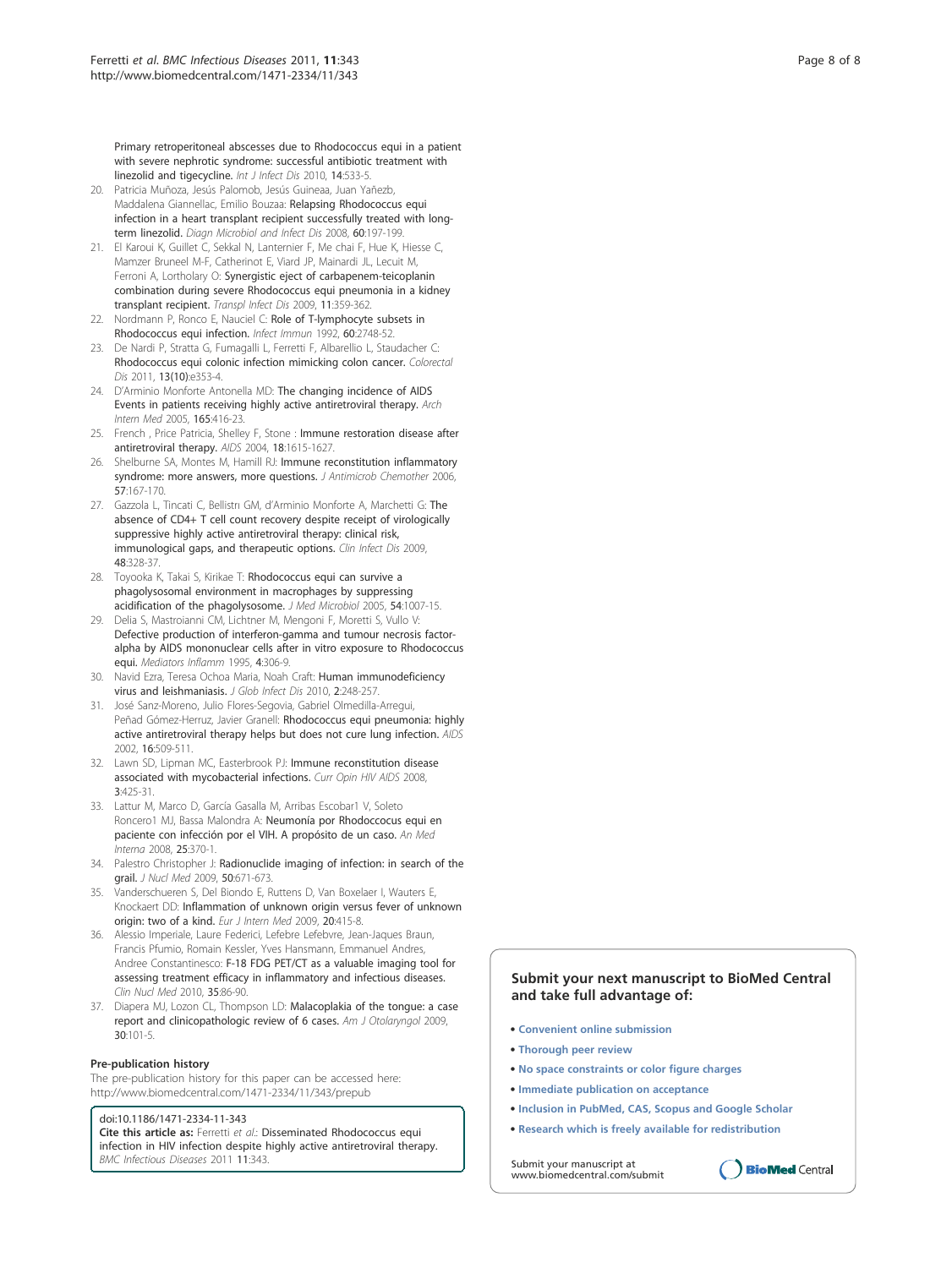Primary retroperitoneal abscesses due to Rhodococcus equi in a patient with severe nephrotic syndrome: successful antibiotic treatment with linezolid and tigecycline. *Int J Infect Dis* 2010, **14**:533-5.

20. Patricia Muñoza, Jesús Palomob, Jesús Guineaa, Juan Yañezb, Maddalena Giannellac, Emilio Bouzaa: **Relapsing Rhodococcus equi infection in a heart transplant recipient successfully treated with long-term linezolid.** *Diagn Microbiol and Infect Dis* 2008, **60**:197-199.
21. El Karoui K, Guillet C, Sekkal N, Lanternier F, Me chai F, Hue K, Hiesse C, Mamzer Bruneel M-F, Catherinot E, Viard JP, Mainardi JL, Lecuit M, Ferroni A, Lortholary O: **Synergistic eject of carbapenem-teicoplanin combination during severe Rhodococcus equi pneumonia in a kidney transplant recipient.** *Transpl Infect Dis* 2009, **11**:359-362.
22. Nordmann P, Ronco E, Nauciel C: **Role of T-lymphocyte subsets in Rhodococcus equi infection.** *Infect Immun* 1992, **60**:2748-52.
23. De Nardi P, Stratta G, Fumagalli L, Ferretti F, Albarellio L, Staudacher C: **Rhodococcus equi colonic infection mimicking colon cancer.** *Colorectal Dis* 2011, **13(10)**:e353-4.
24. D'Arminio Monforte Antonella MD: **The changing incidence of AIDS Events in patients receiving highly active antiretroviral therapy.** *Arch Intern Med* 2005, **165**:416-23.
25. French , Price Patricia, Shelley F, Stone : **Immune restoration disease after antiretroviral therapy.** *AIDS* 2004, **18**:1615-1627.
26. Shelburne SA, Montes M, Hamill RJ: **Immune reconstitution inflammatory syndrome: more answers, more questions.** *J Antimicrob Chemother* 2006, **57**:167-170.
27. Gazzola L, Tincati C, Bellistrı GM, d'Arminio Monforte A, Marchetti G: **The absence of CD4+ T cell count recovery despite receipt of virologically suppressive highly active antiretroviral therapy: clinical risk, immunological gaps, and therapeutic options.** *Clin Infect Dis* 2009, **48**:328-37.
28. Toyooka K, Takai S, Kirikae T: **Rhodococcus equi can survive a phagolysosomal environment in macrophages by suppressing acidification of the phagolysosome.** *J Med Microbiol* 2005, **54**:1007-15.
29. Delia S, Mastroianni CM, Lichtner M, Mengoni F, Moretti S, Vullo V: **Defective production of interferon-gamma and tumour necrosis factor-alpha by AIDS mononuclear cells after in vitro exposure to Rhodococcus equi.** *Mediators Inflamm* 1995, **4**:306-9.
30. Navid Ezra, Teresa Ochoa Maria, Noah Craft: **Human immunodeficiency virus and leishmaniasis.** *J Glob Infect Dis* 2010, **2**:248-257.
31. José Sanz-Moreno, Julio Flores-Segovia, Gabriel Olmedilla-Arregui, Peñad Gómez-Herruz, Javier Granell: **Rhodococcus equi pneumonia: highly active antiretroviral therapy helps but does not cure lung infection.** *AIDS* 2002, **16**:509-511.
32. Lawn SD, Lipman MC, Easterbrook PJ: **Immune reconstitution disease associated with mycobacterial infections.** *Curr Opin HIV AIDS* 2008, **3**:425-31.
33. Lattur M, Marco D, García Gasalla M, Arribas Escobar1 V, Soleto Roncero1 MJ, Bassa Malondra A: **Neumonía por Rhodococcus equi en paciente con infección por el VIH. A propósito de un caso.** *An Med Interna* 2008, **25**:370-1.
34. Palestro Christopher J: **Radionuclide imaging of infection: in search of the grail.** *J Nucl Med* 2009, **50**:671-673.
35. Vanderschueren S, Del Biondo E, Ruttens D, Van Boxelaer I, Wauters E, Knockaert DD: **Inflammation of unknown origin versus fever of unknown origin: two of a kind.** *Eur J Intern Med* 2009, **20**:415-8.
36. Alessio Imperiale, Laure Federici, Lefebre Lefebvre, Jean-Jaques Braun, Francis Pfumio, Romain Kessler, Yves Hansmann, Emmanuel Andres, Andree Constantinesco: **F-18 FDG PET/CT as a valuable imaging tool for assessing treatment efficacy in inflammatory and infectious diseases.** *Clin Nucl Med* 2010, **35**:86-90.
37. Diapera MJ, Lozon CL, Thompson LD: **Malacoplakia of the tongue: a case report and clinicopathologic review of 6 cases.** *Am J Otolaryngol* 2009, **30**:101-5.

### Pre-publication history

The pre-publication history for this paper can be accessed here: http://www.biomedcentral.com/1471-2334/11/343/prepub

doi:10.1186/1471-2334-11-343

**Cite this article as:** Ferretti *et al.*: Disseminated Rhodococcus equi infection in HIV infection despite highly active antiretroviral therapy. *BMC Infectious Diseases* 2011 **11**:343.

**Submit your next manuscript to BioMed Central and take full advantage of:**

- **Convenient online submission**
- **Thorough peer review**
- **No space constraints or color figure charges**
- **Immediate publication on acceptance**
- **Inclusion in PubMed, CAS, Scopus and Google Scholar**
- **Research which is freely available for redistribution**

Submit your manuscript at www.biomedcentral.com/submit

BioMed Central